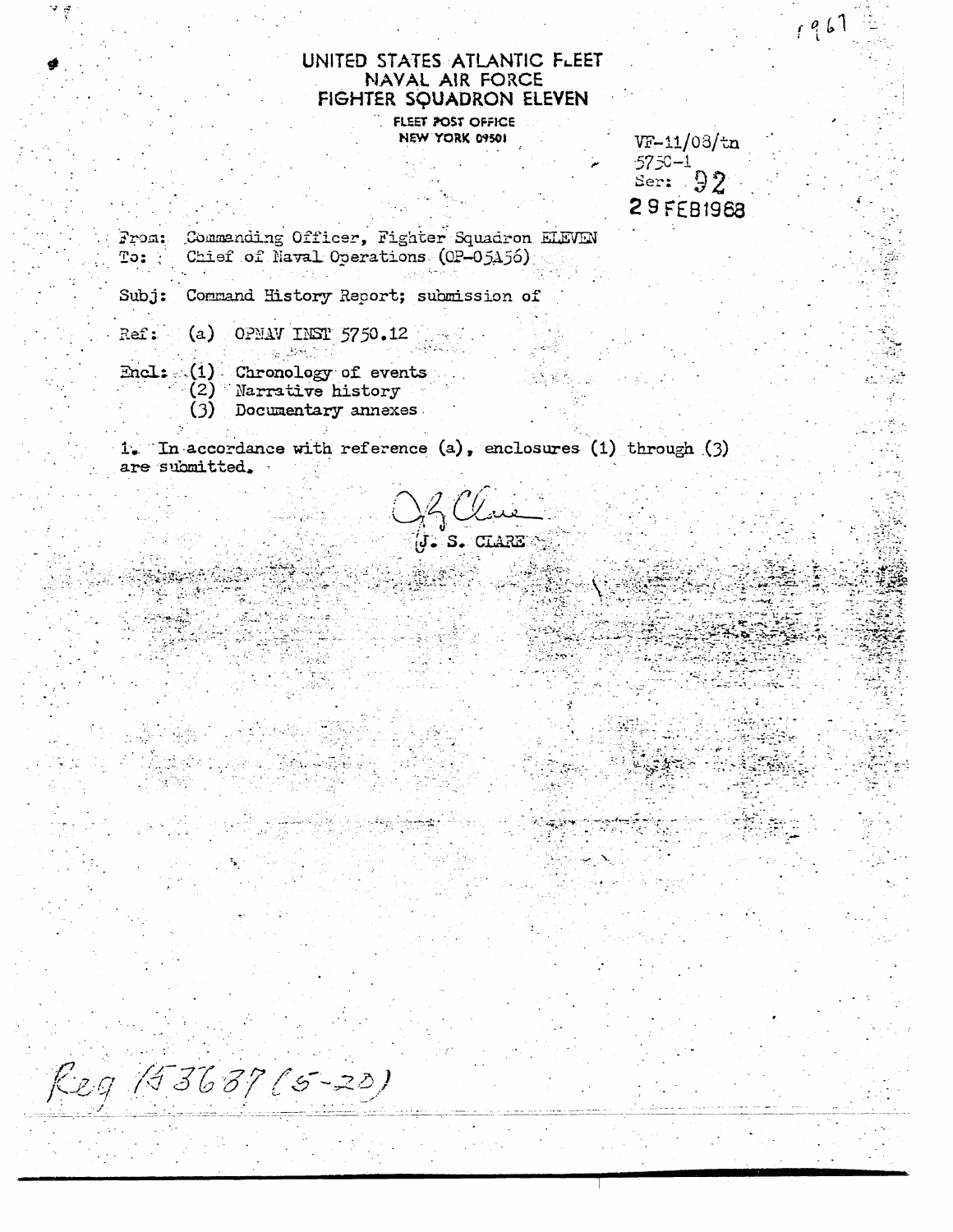1967

UNITED STATES ATLANTIC FLEET
NAVAL AIR FORCE
FIGHTER SQUADRON ELEVEN

FLEET POST OFFICE
NEW YORK 09501

VF-11/03/tn
5750-1
Ser: 92
29 FEB 1968

From: Commanding Officer, Fighter Squadron ELEVEN
To: Chief of Naval Operations (OP-05A56)

Subj: Command History Report; submission of

Ref: (a) OPNAV INST 5750.12

Encl: (1) Chronology of events
(2) Narrative history
(3) Documentary annexes

1. In accordance with reference (a), enclosures (1) through (3) are submitted.

J. S. CLARE

Reg 153687 (5-20)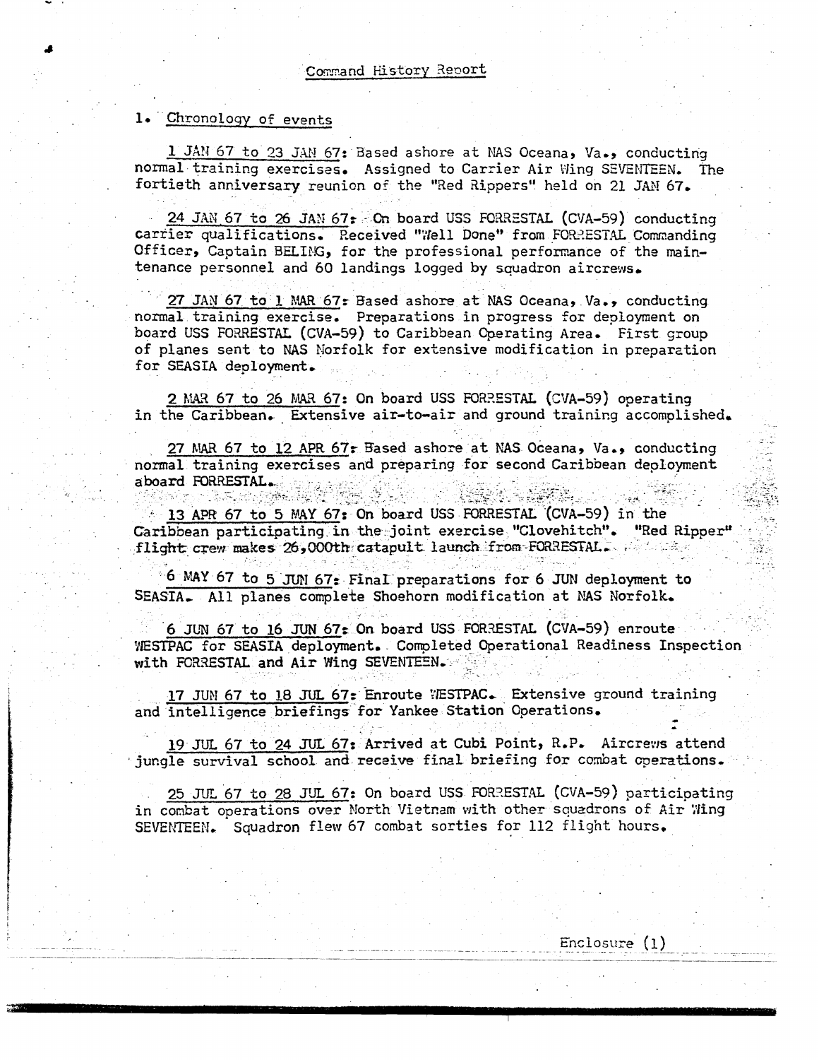## Command History Report

1. Chronology of events

1 JAN 67 to 23 JAN 67: Based ashore at NAS Oceana, Va., conducting normal training exercises. Assigned to Carrier Air Wing SEVENTEEN. The fortieth anniversary reunion of the "Red Rippers" held on 21 JAN 67.

24 JAN 67 to 26 JAN 67: On board USS FORRESTAL (CVA-59) conducting carrier qualifications. Received "Well Done" from FORRESTAL Commanding Officer, Captain BELING, for the professional performance of the maintenance personnel and 60 landings logged by squadron aircrews.

27 JAN 67 to 1 MAR 67: Based ashore at NAS Oceana, Va., conducting normal training exercise. Preparations in progress for deployment on board USS FORRESTAL (CVA-59) to Caribbean Operating Area. First group of planes sent to NAS Norfolk for extensive modification in preparation for SEASIA deployment.

2 MAR 67 to 26 MAR 67: On board USS FORRESTAL (CVA-59) operating in the Caribbean. Extensive air-to-air and ground training accomplished.

27 MAR 67 to 12 APR 67: Based ashore at NAS Oceana, Va., conducting normal training exercises and preparing for second Caribbean deployment aboard FORRESTAL.

13 APR 67 to 5 MAY 67: On board USS FORRESTAL (CVA-59) in the Caribbean participating in the joint exercise "Clovehitch". "Red Ripper" flight crew makes 26,000th catapult launch from FORRESTAL.

6 MAY 67 to 5 JUN 67: Final preparations for 6 JUN deployment to SEASIA. All planes complete Shoehorn modification at NAS Norfolk.

6 JUN 67 to 16 JUN 67: On board USS FORRESTAL (CVA-59) enroute WESTPAC for SEASIA deployment. Completed Operational Readiness Inspection with FORRESTAL and Air Wing SEVENTEEN.

17 JUN 67 to 18 JUL 67: Enroute WESTPAC. Extensive ground training and intelligence briefings for Yankee Station Operations.

19 JUL 67 to 24 JUL 67: Arrived at Cubi Point, R.P. Aircrews attend jungle survival school and receive final briefing for combat operations.

25 JUL 67 to 28 JUL 67: On board USS FORRESTAL (CVA-59) participating in combat operations over North Vietnam with other squadrons of Air Wing SEVENTEEN. Squadron flew 67 combat sorties for 112 flight hours.

Enclosure (1)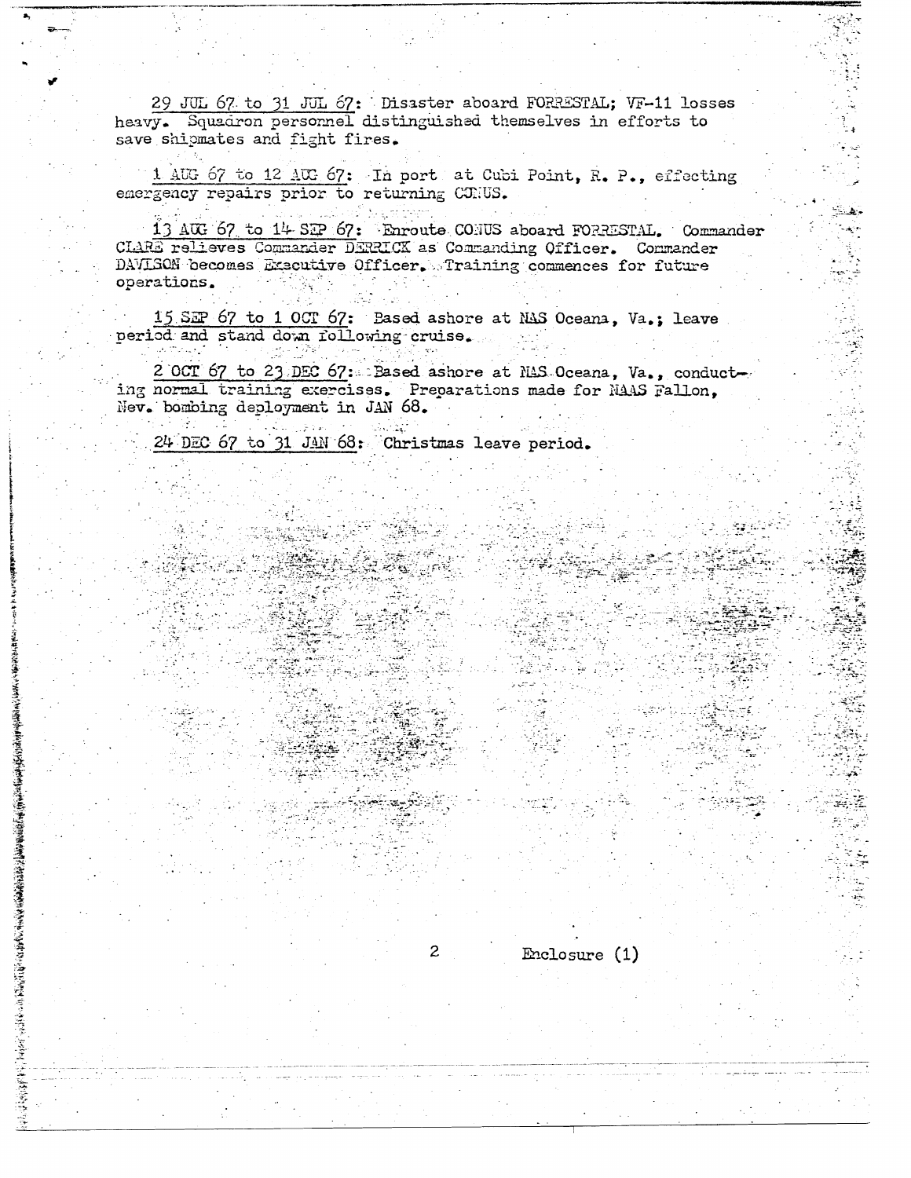29 JUL 67 to 31 JUL 67: Disaster aboard FORRESTAL; VF-11 losses heavy. Squadron personnel distinguished themselves in efforts to save shipmates and fight fires.

1 AUG 67 to 12 AUG 67: In port at Cubi Point, R. P., effecting emergency repairs prior to returning CONUS.

13 AUG 67 to 14 SEP 67: Enroute CONUS aboard FORRESTAL. Commander CLARE relieves Commander DERRICK as Commanding Officer. Commander DAVISON becomes Executive Officer. Training commences for future operations.

15 SEP 67 to 1 OCT 67: Based ashore at NAS Oceana, Va.; leave period and stand down following cruise.

2 OCT 67 to 23 DEC 67: Based ashore at NAS Oceana, Va., conducting normal training exercises. Preparations made for NAAS Fallon, Nev. bombing deployment in JAN 68.

24 DEC 67 to 31 JAN 68: Christmas leave period.

Enclosure (1)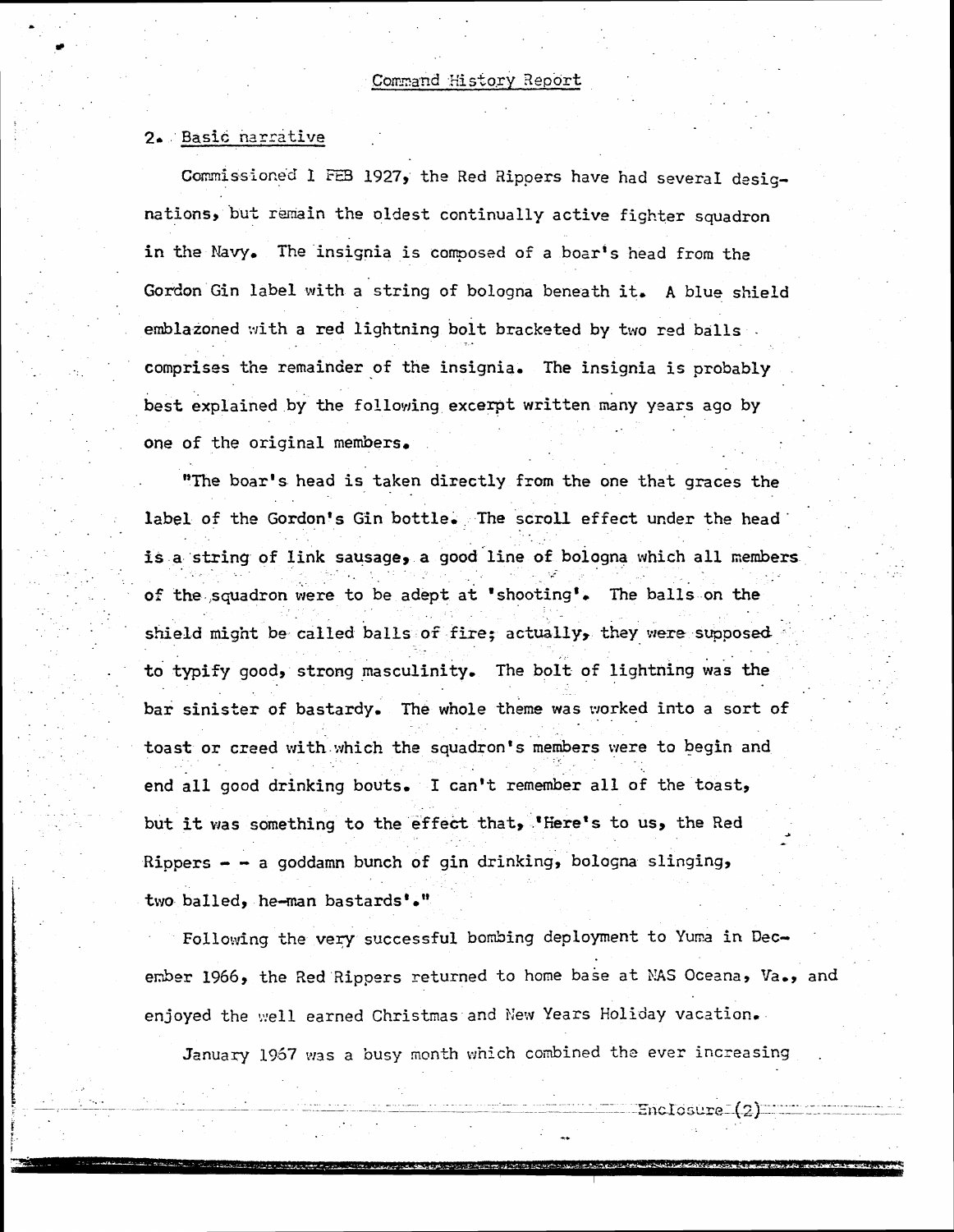Command History Report

2. Basic narrative

Commissioned 1 FEB 1927, the Red Rippers have had several designations, but remain the oldest continually active fighter squadron in the Navy. The insignia is composed of a boar's head from the Gordon Gin label with a string of bologna beneath it. A blue shield emblazoned with a red lightning bolt bracketed by two red balls comprises the remainder of the insignia. The insignia is probably best explained by the following excerpt written many years ago by one of the original members.

"The boar's head is taken directly from the one that graces the label of the Gordon's Gin bottle. The scroll effect under the head is a string of link sausage, a good line of bologna which all members of the squadron were to be adept at 'shooting'. The balls on the shield might be called balls of fire; actually, they were supposed to typify good, strong masculinity. The bolt of lightning was the bar sinister of bastardy. The whole theme was worked into a sort of toast or creed with which the squadron's members were to begin and end all good drinking bouts. I can't remember all of the toast, but it was something to the effect that, 'Here's to us, the Red Rippers - - a goddamn bunch of gin drinking, bologna slinging, two balled, he-man bastards'."

Following the very successful bombing deployment to Yuma in December 1966, the Red Rippers returned to home base at NAS Oceana, Va., and enjoyed the well earned Christmas and New Years Holiday vacation.

January 1967 was a busy month which combined the ever increasing

Enclosure (2)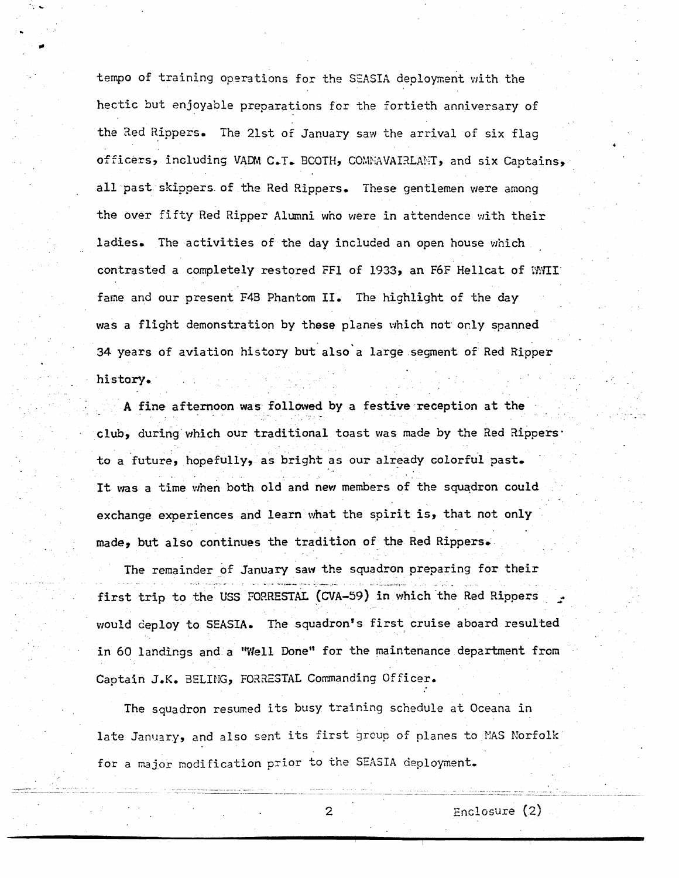tempo of training operations for the SEASIA deployment with the hectic but enjoyable preparations for the fortieth anniversary of the Red Rippers. The 21st of January saw the arrival of six flag officers, including VADM C.T. BOOTH, COMNAVAIRLANT, and six Captains, all past skippers of the Red Rippers. These gentlemen were among the over fifty Red Ripper Alumni who were in attendence with their ladies. The activities of the day included an open house which contrasted a completely restored FF1 of 1933, an F6F Hellcat of WWII fame and our present F4B Phantom II. The highlight of the day was a flight demonstration by these planes which not only spanned 34 years of aviation history but also a large segment of Red Ripper history.

A fine afternoon was followed by a festive reception at the club, during which our traditional toast was made by the Red Rippers to a future, hopefully, as bright as our already colorful past. It was a time when both old and new members of the squadron could exchange experiences and learn what the spirit is, that not only made, but also continues the tradition of the Red Rippers.

The remainder of January saw the squadron preparing for their first trip to the USS FORRESTAL (CVA-59) in which the Red Rippers would deploy to SEASIA. The squadron's first cruise aboard resulted in 60 landings and a "Well Done" for the maintenance department from Captain J.K. BELING, FORRESTAL Commanding Officer.

The squadron resumed its busy training schedule at Oceana in late January, and also sent its first group of planes to NAS Norfolk for a major modification prior to the SEASIA deployment.

Enclosure (2)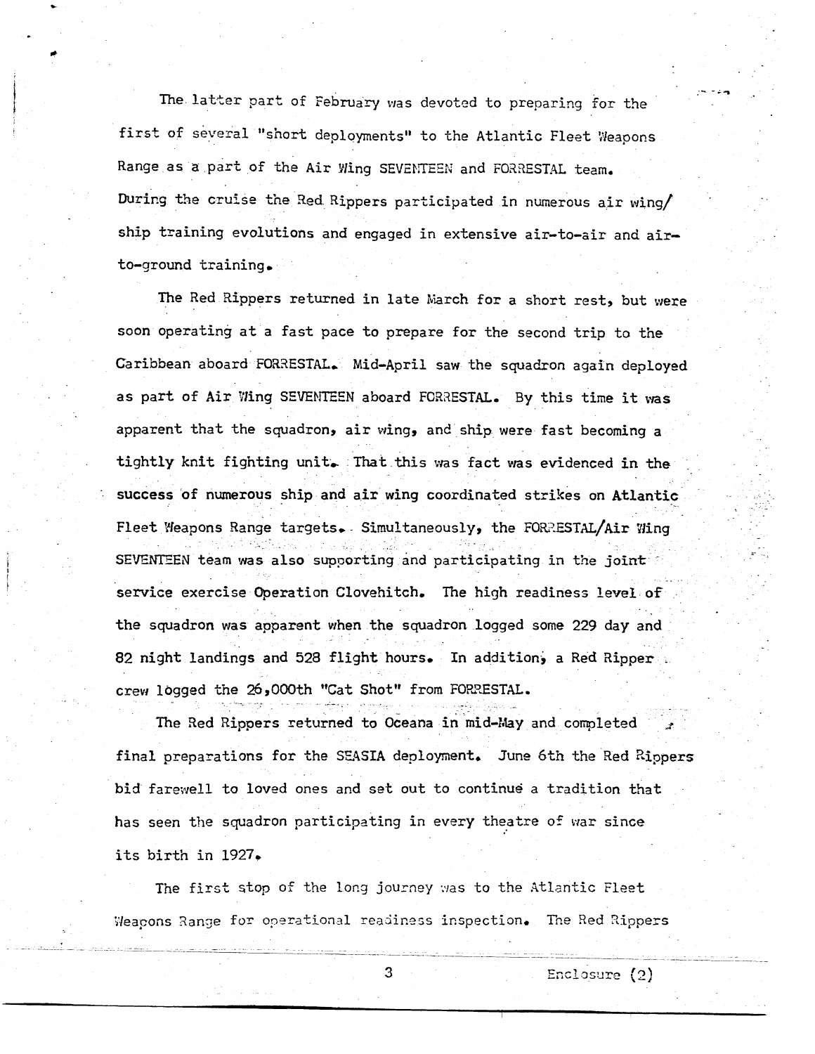The latter part of February was devoted to preparing for the first of several "short deployments" to the Atlantic Fleet Weapons Range as a part of the Air Wing SEVENTEEN and FORRESTAL team. During the cruise the Red Rippers participated in numerous air wing/ship training evolutions and engaged in extensive air-to-air and air-to-ground training.

The Red Rippers returned in late March for a short rest, but were soon operating at a fast pace to prepare for the second trip to the Caribbean aboard FORRESTAL. Mid-April saw the squadron again deployed as part of Air Wing SEVENTEEN aboard FORRESTAL. By this time it was apparent that the squadron, air wing, and ship were fast becoming a tightly knit fighting unit. That this was fact was evidenced in the success of numerous ship and air wing coordinated strikes on Atlantic Fleet Weapons Range targets. Simultaneously, the FORRESTAL/Air Wing SEVENTEEN team was also supporting and participating in the joint service exercise Operation Clovehitch. The high readiness level of the squadron was apparent when the squadron logged some 229 day and 82 night landings and 528 flight hours. In addition, a Red Ripper crew logged the 26,000th "Cat Shot" from FORRESTAL.

The Red Rippers returned to Oceana in mid-May and completed final preparations for the SEASIA deployment. June 6th the Red Rippers bid farewell to loved ones and set out to continue a tradition that has seen the squadron participating in every theatre of war since its birth in 1927.

The first stop of the long journey was to the Atlantic Fleet Weapons Range for operational readiness inspection. The Red Rippers

Enclosure (2)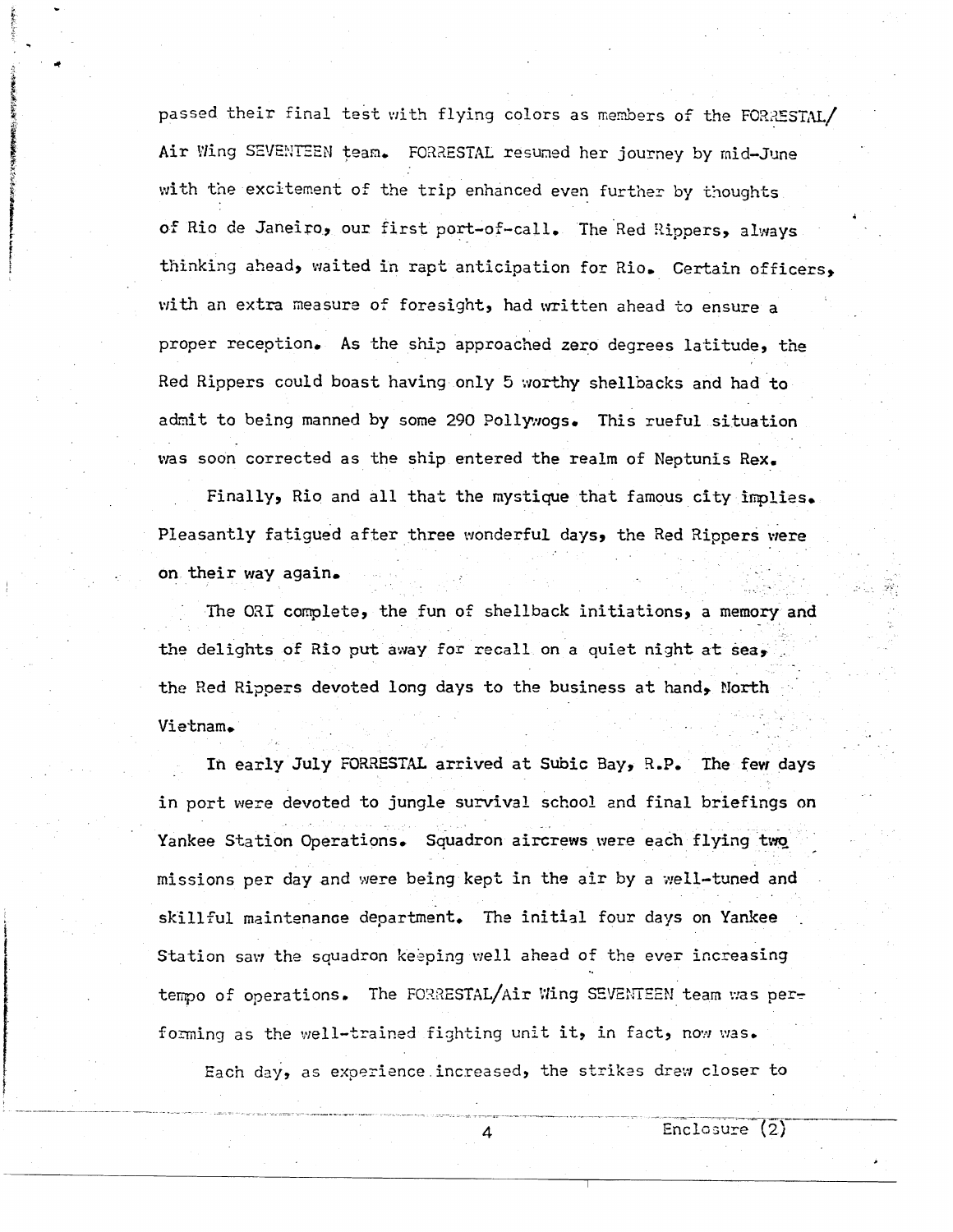passed their final test with flying colors as members of the FORRESTAL/ Air Wing SEVENTEEN team. FORRESTAL resumed her journey by mid-June with the excitement of the trip enhanced even further by thoughts of Rio de Janeiro, our first port-of-call. The Red Rippers, always thinking ahead, waited in rapt anticipation for Rio. Certain officers, with an extra measure of foresight, had written ahead to ensure a proper reception. As the ship approached zero degrees latitude, the Red Rippers could boast having only 5 worthy shellbacks and had to admit to being manned by some 290 Pollywogs. This rueful situation was soon corrected as the ship entered the realm of Neptunis Rex.

Finally, Rio and all that the mystique that famous city implies. Pleasantly fatigued after three wonderful days, the Red Rippers were on their way again.

The ORI complete, the fun of shellback initiations, a memory and the delights of Rio put away for recall on a quiet night at sea, the Red Rippers devoted long days to the business at hand, North Vietnam.

In early July FORRESTAL arrived at Subic Bay, R.P. The few days in port were devoted to jungle survival school and final briefings on Yankee Station Operations. Squadron aircrews were each flying two missions per day and were being kept in the air by a well-tuned and skillful maintenance department. The initial four days on Yankee Station saw the squadron keeping well ahead of the ever increasing tempo of operations. The FORRESTAL/Air Wing SEVENTEEN team was performing as the well-trained fighting unit it, in fact, now was.

Each day, as experience increased, the strikes drew closer to

Enclosure (2)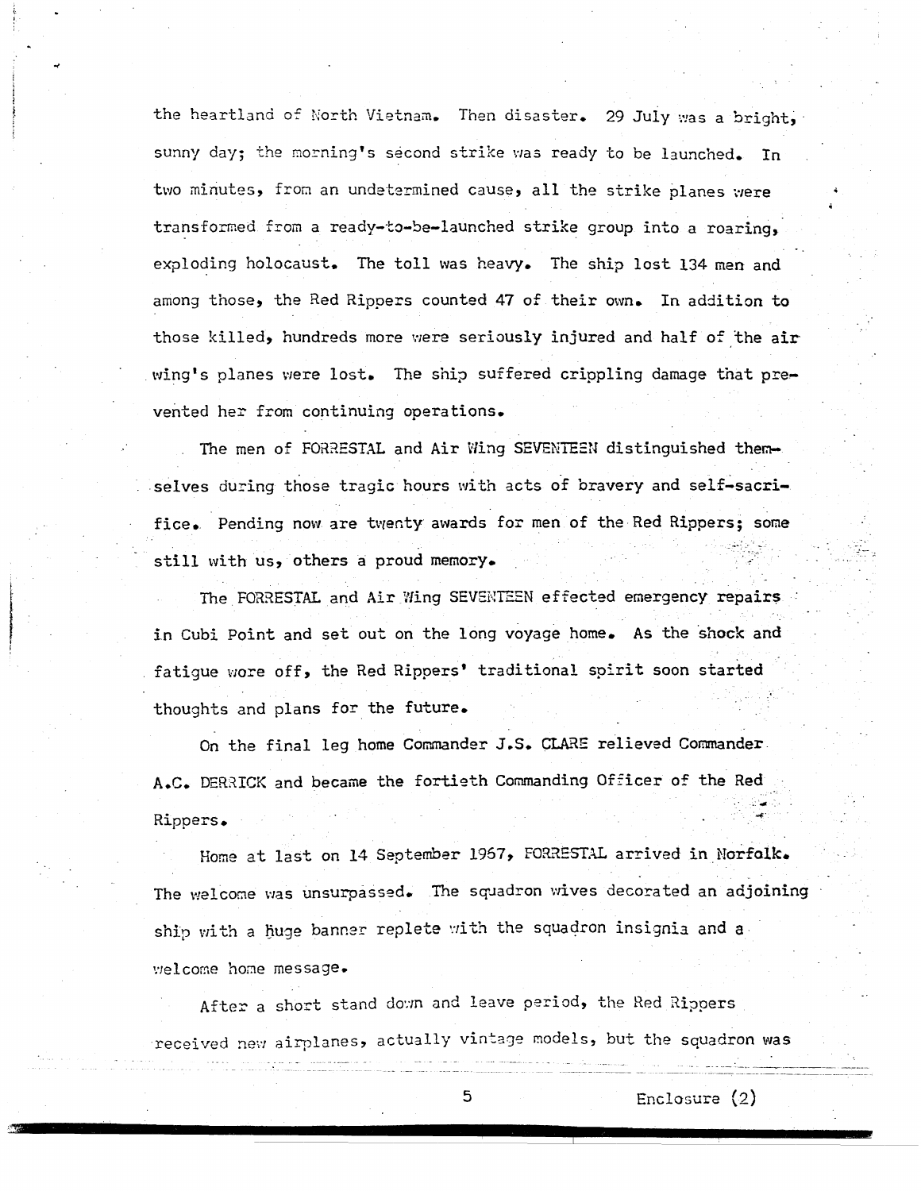the heartland of North Vietnam. Then disaster. 29 July was a bright, sunny day; the morning's second strike was ready to be launched. In two minutes, from an undetermined cause, all the strike planes were transformed from a ready-to-be-launched strike group into a roaring, exploding holocaust. The toll was heavy. The ship lost 134 men and among those, the Red Rippers counted 47 of their own. In addition to those killed, hundreds more were seriously injured and half of the air wing's planes were lost. The ship suffered crippling damage that prevented her from continuing operations.

The men of FORRESTAL and Air Wing SEVENTEEN distinguished themselves during those tragic hours with acts of bravery and self-sacrifice. Pending now are twenty awards for men of the Red Rippers; some still with us, others a proud memory.

The FORRESTAL and Air Wing SEVENTEEN effected emergency repairs in Cubi Point and set out on the long voyage home. As the shock and fatigue wore off, the Red Rippers' traditional spirit soon started thoughts and plans for the future.

On the final leg home Commander J.S. CLARE relieved Commander A.C. DERRICK and became the fortieth Commanding Officer of the Red Rippers.

Home at last on 14 September 1967, FORRESTAL arrived in Norfolk. The welcome was unsurpassed. The squadron wives decorated an adjoining ship with a huge banner replete with the squadron insignia and a welcome home message.

After a short stand down and leave period, the Red Rippers received new airplanes, actually vintage models, but the squadron was

Enclosure (2)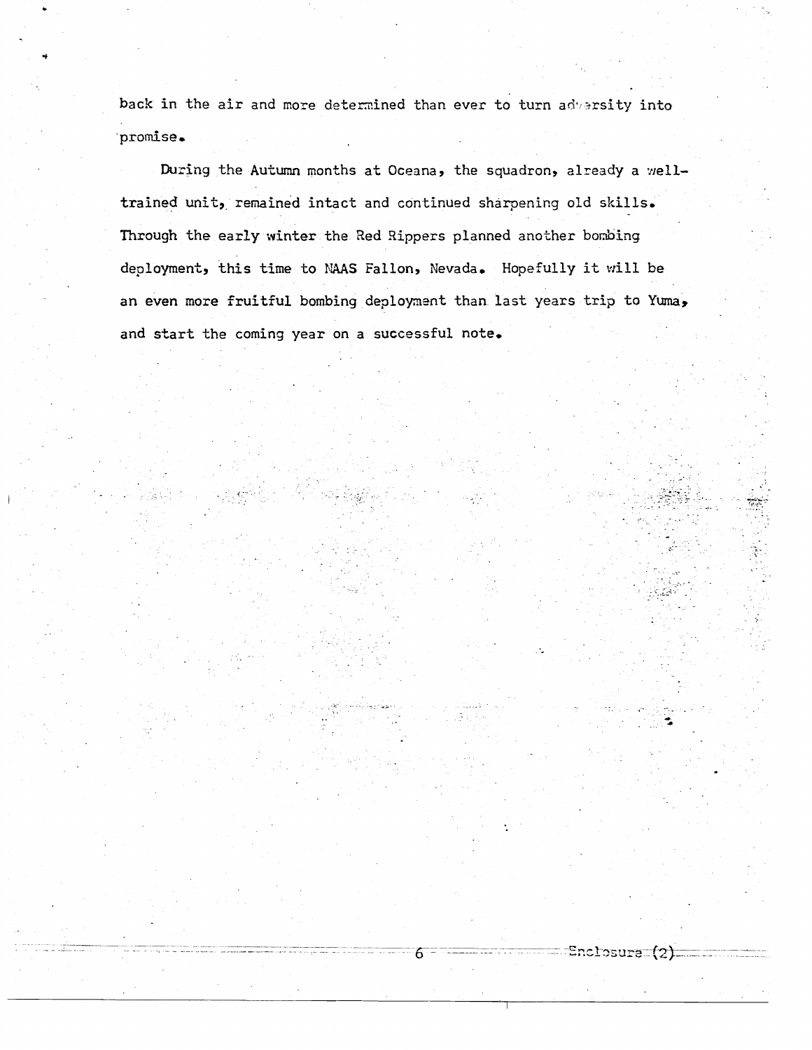back in the air and more determined than ever to turn adversity into promise.

During the Autumn months at Oceana, the squadron, already a well-trained unit, remained intact and continued sharpening old skills. Through the early winter the Red Rippers planned another bombing deployment, this time to NAAS Fallon, Nevada. Hopefully it will be an even more fruitful bombing deployment than last years trip to Yuma, and start the coming year on a successful note.

Enclosure (2)